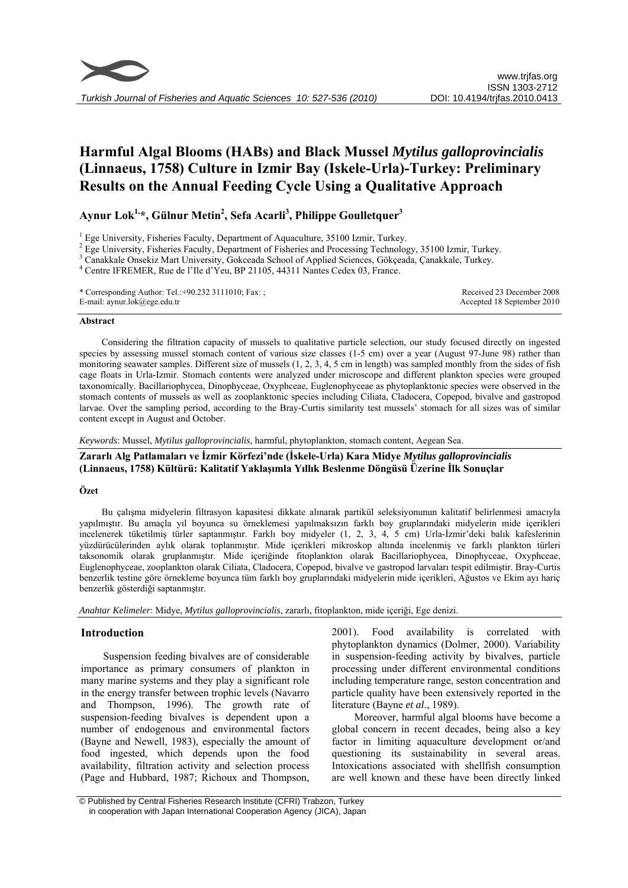# Harmful Algal Blooms (HABs) and Black Mussel *Mytilus galloprovincialis* (Linnaeus, 1758) Culture in Izmir Bay (Iskele-Urla)-Turkey: Preliminary Results on the Annual Feeding Cycle Using a Qualitative Approach

**Aynur Lok[1,]*, Gülnur Metin[2], Sefa Acarli[3], Philippe Goulletquer[3]**

[1] Ege University, Fisheries Faculty, Department of Aquaculture, 35100 Izmir, Turkey.
[2] Ege University, Fisheries Faculty, Department of Fisheries and Processing Technology, 35100 Izmir, Turkey.
[3] Canakkale Onsekiz Mart University, Gokceada School of Applied Sciences, Gökçeada, Çanakkale, Turkey.
[4] Centre IFREMER, Rue de l'Ile d'Yeu, BP 21105, 44311 Nantes Cedex 03, France.

\* Corresponding Author: Tel.:+90.232 3111010; Fax: ;
E-mail: aynur.lok@ege.edu.tr

Received 23 December 2008
Accepted 18 September 2010

## Abstract

Considering the filtration capacity of mussels to qualitative particle selection, our study focused directly on ingested species by assessing mussel stomach content of various size classes (1-5 cm) over a year (August 97-June 98) rather than monitoring seawater samples. Different size of mussels (1, 2, 3, 4, 5 cm in length) was sampled monthly from the sides of fish cage floats in Urla-Izmir. Stomach contents were analyzed under microscope and different plankton species were grouped taxonomically. Bacillariophycea, Dinophyceae, Oxyphceae, Euglenophyceae as phytoplanktonic species were observed in the stomach contents of mussels as well as zooplanktonic species including Ciliata, Cladocera, Copepod, bivalve and gastropod larvae. Over the sampling period, according to the Bray-Curtis similarity test mussels' stomach for all sizes was of similar content except in August and October.

*Keywords*: Mussel, *Mytilus galloprovincialis*, harmful, phytoplankton, stomach content, Aegean Sea.

**Zararlı Alg Patlamaları ve İzmir Körfezi'nde (İskele-Urla) Kara Midye *Mytilus galloprovincialis* (Linnaeus, 1758) Kültürü: Kalitatif Yaklaşımla Yıllık Beslenme Döngüsü Üzerine İlk Sonuçlar**

## Özet

Bu çalışma midyelerin filtrasyon kapasitesi dikkate alınarak partikül seleksiyonunun kalitatif belirlenmesi amacıyla yapılmıştır. Bu amaçla yıl boyunca su örneklemesi yapılmaksızın farklı boy gruplarındaki midyelerin mide içerikleri incelenerek tüketilmiş türler saptanmıştır. Farklı boy midyeler (1, 2, 3, 4, 5 cm) Urla-İzmir'deki balık kafeslerinin yüzdürücülerinden aylık olarak toplanmıştır. Mide içerikleri mikroskop altında incelenmiş ve farklı plankton türleri taksonomik olarak gruplanmıştır. Mide içeriğinde fitoplankton olarak Bacillariophycea, Dinophyceae, Oxyphceae, Euglenophyceae, zooplankton olarak Ciliata, Cladocera, Copepod, bivalve ve gastropod larvaları tespit edilmiştir. Bray-Curtis benzerlik testine göre örnekleme boyunca tüm farklı boy gruplarındaki midyelerin mide içerikleri, Ağustos ve Ekim ayı hariç benzerlik gösterdiği saptanmıştır.

*Anahtar Kelimeler*: Midye, *Mytilus galloprovincialis*, zararlı, fitoplankton, mide içeriği, Ege denizi.

## Introduction

Suspension feeding bivalves are of considerable importance as primary consumers of plankton in many marine systems and they play a significant role in the energy transfer between trophic levels (Navarro and Thompson, 1996). The growth rate of suspension-feeding bivalves is dependent upon a number of endogenous and environmental factors (Bayne and Newell, 1983), especially the amount of food ingested, which depends upon the food availability, filtration activity and selection process (Page and Hubbard, 1987; Richoux and Thompson, 2001). Food availability is correlated with phytoplankton dynamics (Dolmer, 2000). Variability in suspension-feeding activity by bivalves, particle processing under different environmental conditions including temperature range, seston concentration and particle quality have been extensively reported in the literature (Bayne *et al*., 1989).

Moreover, harmful algal blooms have become a global concern in recent decades, being also a key factor in limiting aquaculture development or/and questioning its sustainability in several areas. Intoxications associated with shellfish consumption are well known and these have been directly linked

© Published by Central Fisheries Research Institute (CFRI) Trabzon, Turkey in cooperation with Japan International Cooperation Agency (JICA), Japan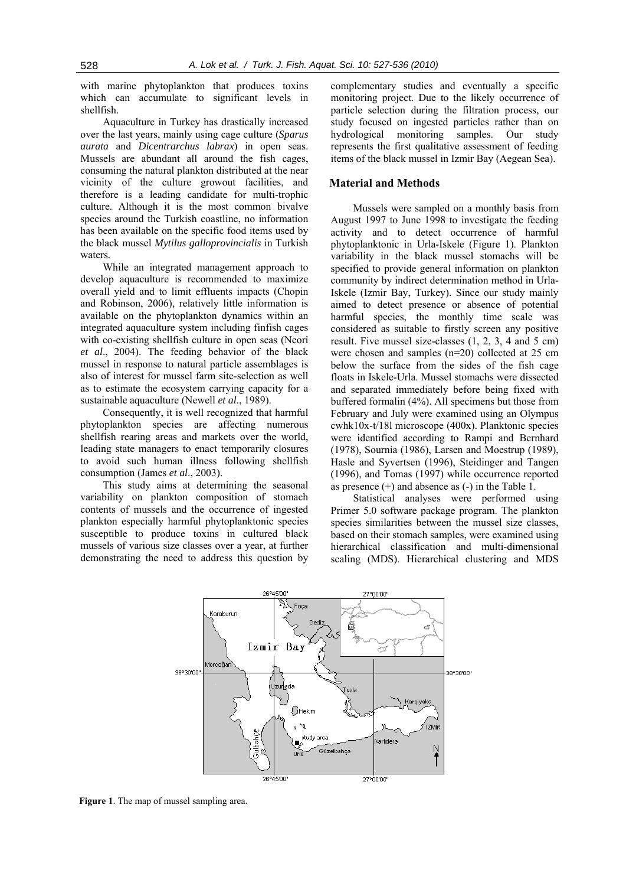with marine phytoplankton that produces toxins which can accumulate to significant levels in shellfish.

Aquaculture in Turkey has drastically increased over the last years, mainly using cage culture (*Sparus aurata* and *Dicentrarchus labrax*) in open seas. Mussels are abundant all around the fish cages, consuming the natural plankton distributed at the near vicinity of the culture growout facilities, and therefore is a leading candidate for multi-trophic culture. Although it is the most common bivalve species around the Turkish coastline, no information has been available on the specific food items used by the black mussel *Mytilus galloprovincialis* in Turkish waters.

While an integrated management approach to develop aquaculture is recommended to maximize overall yield and to limit effluents impacts (Chopin and Robinson, 2006), relatively little information is available on the phytoplankton dynamics within an integrated aquaculture system including finfish cages with co-existing shellfish culture in open seas (Neori *et al*., 2004). The feeding behavior of the black mussel in response to natural particle assemblages is also of interest for mussel farm site-selection as well as to estimate the ecosystem carrying capacity for a sustainable aquaculture (Newell *et al*., 1989).

Consequently, it is well recognized that harmful phytoplankton species are affecting numerous shellfish rearing areas and markets over the world, leading state managers to enact temporarily closures to avoid such human illness following shellfish consumption (James *et al*., 2003).

This study aims at determining the seasonal variability on plankton composition of stomach contents of mussels and the occurrence of ingested plankton especially harmful phytoplanktonic species susceptible to produce toxins in cultured black mussels of various size classes over a year, at further demonstrating the need to address this question by complementary studies and eventually a specific monitoring project. Due to the likely occurrence of particle selection during the filtration process, our study focused on ingested particles rather than on hydrological monitoring samples. Our study represents the first qualitative assessment of feeding items of the black mussel in Izmir Bay (Aegean Sea).

## Material and Methods

Mussels were sampled on a monthly basis from August 1997 to June 1998 to investigate the feeding activity and to detect occurrence of harmful phytoplanktonic in Urla-Iskele (Figure 1). Plankton variability in the black mussel stomachs will be specified to provide general information on plankton community by indirect determination method in Urla-Iskele (Izmir Bay, Turkey). Since our study mainly aimed to detect presence or absence of potential harmful species, the monthly time scale was considered as suitable to firstly screen any positive result. Five mussel size-classes (1, 2, 3, 4 and 5 cm) were chosen and samples (n=20) collected at 25 cm below the surface from the sides of the fish cage floats in Iskele-Urla. Mussel stomachs were dissected and separated immediately before being fixed with buffered formalin (4%). All specimens but those from February and July were examined using an Olympus cwhk10x-t/18l microscope (400x). Planktonic species were identified according to Rampi and Bernhard (1978), Sournia (1986), Larsen and Moestrup (1989), Hasle and Syvertsen (1996), Steidinger and Tangen (1996), and Tomas (1997) while occurrence reported as presence (+) and absence as (-) in the Table 1.

Statistical analyses were performed using Primer 5.0 software package program. The plankton species similarities between the mussel size classes, based on their stomach samples, were examined using hierarchical classification and multi-dimensional scaling (MDS). Hierarchical clustering and MDS

**Figure 1**. The map of mussel sampling area.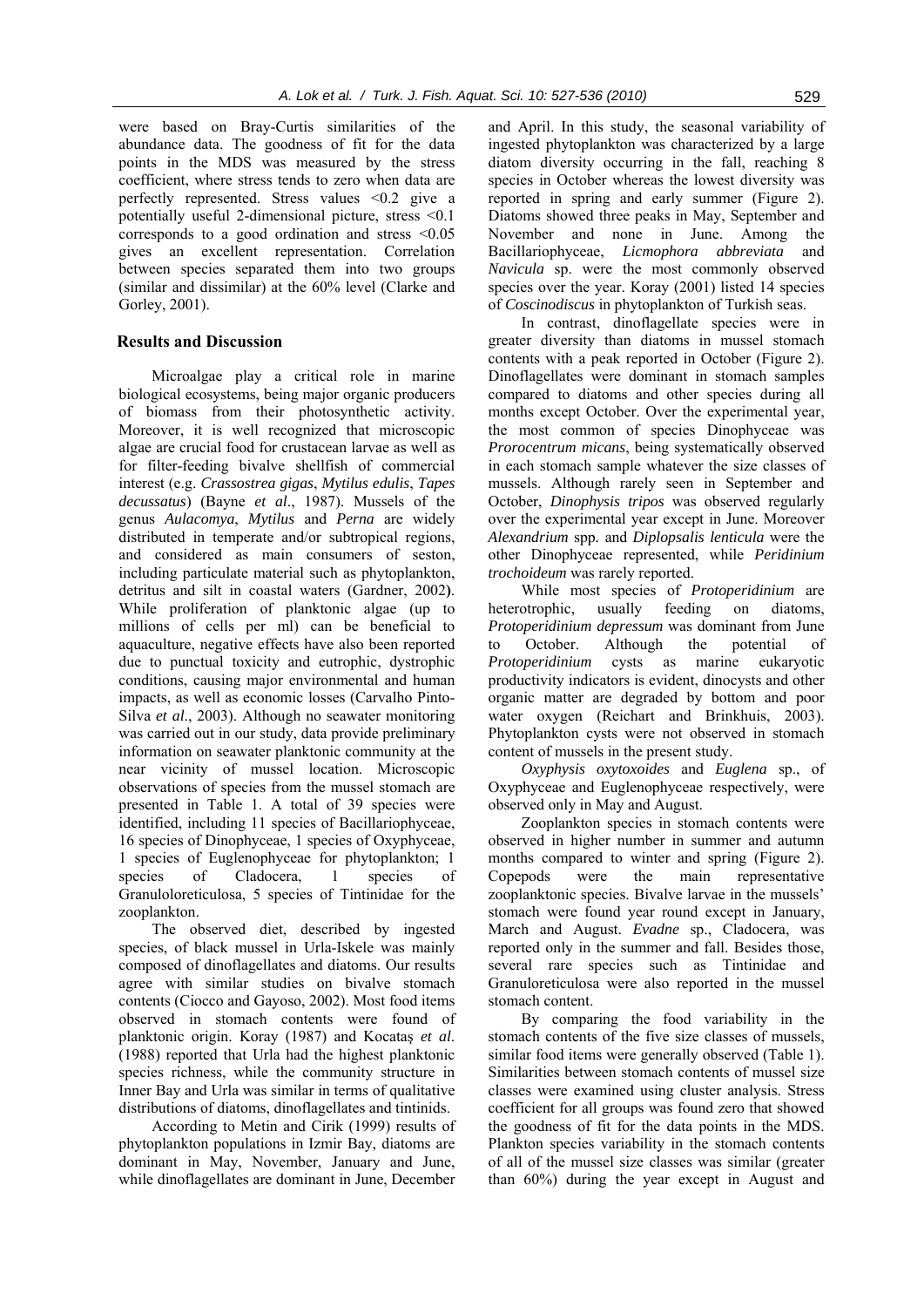were based on Bray-Curtis similarities of the abundance data. The goodness of fit for the data points in the MDS was measured by the stress coefficient, where stress tends to zero when data are perfectly represented. Stress values <0.2 give a potentially useful 2-dimensional picture, stress <0.1 corresponds to a good ordination and stress <0.05 gives an excellent representation. Correlation between species separated them into two groups (similar and dissimilar) at the 60% level (Clarke and Gorley, 2001).

## Results and Discussion

Microalgae play a critical role in marine biological ecosystems, being major organic producers of biomass from their photosynthetic activity. Moreover, it is well recognized that microscopic algae are crucial food for crustacean larvae as well as for filter-feeding bivalve shellfish of commercial interest (e.g. *Crassostrea gigas*, *Mytilus edulis*, *Tapes decussatus*) (Bayne *et al*., 1987). Mussels of the genus *Aulacomya*, *Mytilus* and *Perna* are widely distributed in temperate and/or subtropical regions, and considered as main consumers of seston, including particulate material such as phytoplankton, detritus and silt in coastal waters (Gardner, 2002**)**. While proliferation of planktonic algae (up to millions of cells per ml) can be beneficial to aquaculture, negative effects have also been reported due to punctual toxicity and eutrophic, dystrophic conditions, causing major environmental and human impacts, as well as economic losses (Carvalho Pinto-Silva *et al*., 2003). Although no seawater monitoring was carried out in our study, data provide preliminary information on seawater planktonic community at the near vicinity of mussel location. Microscopic observations of species from the mussel stomach are presented in Table 1. A total of 39 species were identified, including 11 species of Bacillariophyceae, 16 species of Dinophyceae, 1 species of Oxyphyceae, 1 species of Euglenophyceae for phytoplankton; 1 species of Cladocera, 1 species of Granuloloreticulosa, 5 species of Tintinidae for the zooplankton.

The observed diet, described by ingested species, of black mussel in Urla-Iskele was mainly composed of dinoflagellates and diatoms. Our results agree with similar studies on bivalve stomach contents (Ciocco and Gayoso, 2002). Most food items observed in stomach contents were found of planktonic origin. Koray (1987) and Kocataş *et al*. (1988) reported that Urla had the highest planktonic species richness, while the community structure in Inner Bay and Urla was similar in terms of qualitative distributions of diatoms, dinoflagellates and tintinids.

According to Metin and Cirik (1999) results of phytoplankton populations in Izmir Bay, diatoms are dominant in May, November, January and June, while dinoflagellates are dominant in June, December and April. In this study, the seasonal variability of ingested phytoplankton was characterized by a large diatom diversity occurring in the fall, reaching 8 species in October whereas the lowest diversity was reported in spring and early summer (Figure 2). Diatoms showed three peaks in May, September and November and none in June. Among the Bacillariophyceae, *Licmophora abbreviata* and *Navicula* sp. were the most commonly observed species over the year. Koray (2001) listed 14 species of *Coscinodiscus* in phytoplankton of Turkish seas.

In contrast, dinoflagellate species were in greater diversity than diatoms in mussel stomach contents with a peak reported in October (Figure 2). Dinoflagellates were dominant in stomach samples compared to diatoms and other species during all months except October. Over the experimental year, the most common of species Dinophyceae was *Prorocentrum micans*, being systematically observed in each stomach sample whatever the size classes of mussels. Although rarely seen in September and October, *Dinophysis tripos* was observed regularly over the experimental year except in June. Moreover *Alexandrium* spp. and *Diplopsalis lenticula* were the other Dinophyceae represented, while *Peridinium trochoideum* was rarely reported.

While most species of *Protoperidinium* are heterotrophic, usually feeding on diatoms, *Protoperidinium depressum* was dominant from June to October. Although the potential of *Protoperidinium* cysts as marine eukaryotic productivity indicators is evident, dinocysts and other organic matter are degraded by bottom and poor water oxygen (Reichart and Brinkhuis, 2003). Phytoplankton cysts were not observed in stomach content of mussels in the present study.

*Oxyphysis oxytoxoides* and *Euglena* sp., of Oxyphyceae and Euglenophyceae respectively, were observed only in May and August.

Zooplankton species in stomach contents were observed in higher number in summer and autumn months compared to winter and spring (Figure 2). Copepods were the main representative zooplanktonic species. Bivalve larvae in the mussels' stomach were found year round except in January, March and August. *Evadne* sp., Cladocera, was reported only in the summer and fall. Besides those, several rare species such as Tintinidae and Granuloreticulosa were also reported in the mussel stomach content.

By comparing the food variability in the stomach contents of the five size classes of mussels, similar food items were generally observed (Table 1). Similarities between stomach contents of mussel size classes were examined using cluster analysis. Stress coefficient for all groups was found zero that showed the goodness of fit for the data points in the MDS. Plankton species variability in the stomach contents of all of the mussel size classes was similar (greater than 60%) during the year except in August and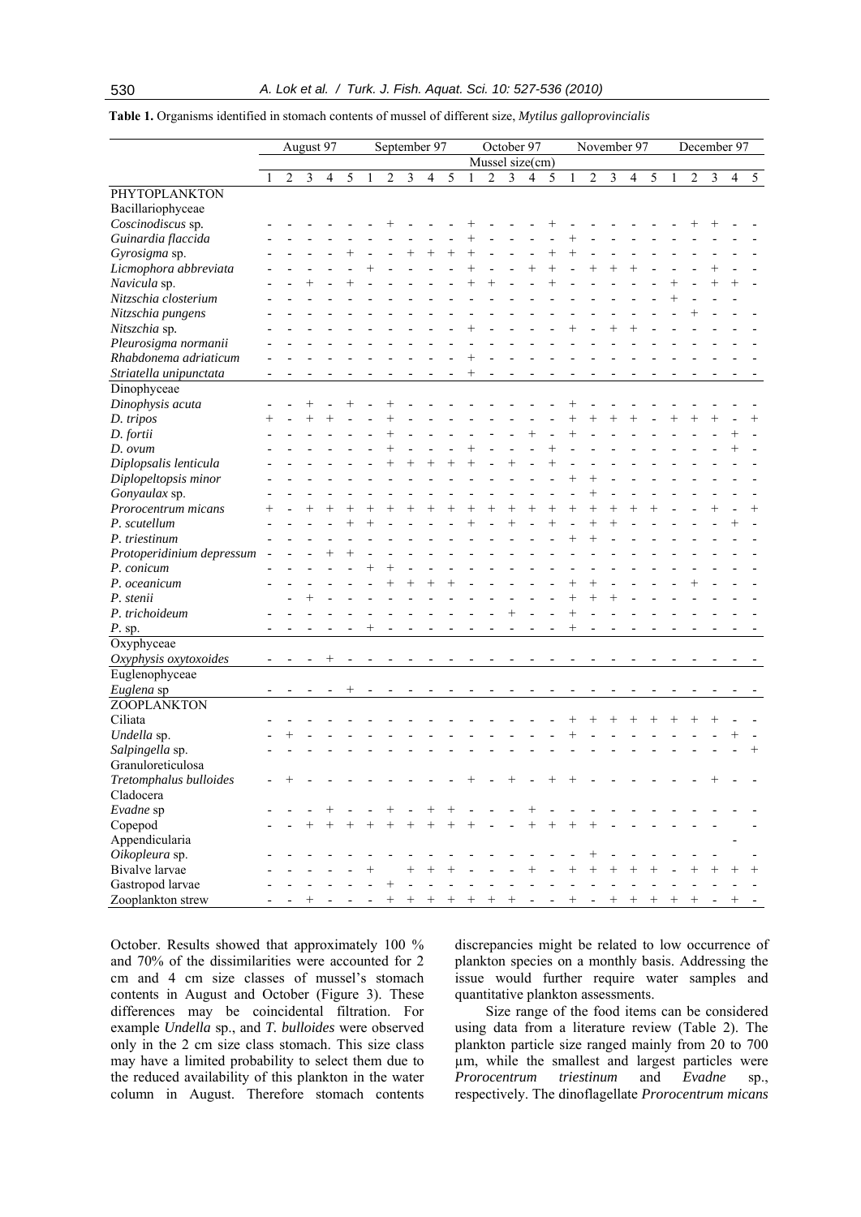**Table 1.** Organisms identified in stomach contents of mussel of different size, *Mytilus galloprovincialis*

| | August 97 | | | | | September 97 | | | | | October 97 | | | | | November 97 | | | | | December 97 | | | | |
|---|---|---|---|---|---|---|---|---|---|---|---|---|---|---|---|---|---|---|---|---|---|---|---|---|---|
| | Mussel size(cm) | | | | | | | | | | | | | | | | | | | | | | | | |
| | 1 | 2 | 3 | 4 | 5 | 1 | 2 | 3 | 4 | 5 | 1 | 2 | 3 | 4 | 5 | 1 | 2 | 3 | 4 | 5 | 1 | 2 | 3 | 4 | 5 |
| PHYTOPLANKTON | | | | | | | | | | | | | | | | | | | | | | | | | |
| Bacillariophyceae | | | | | | | | | | | | | | | | | | | | | | | | | |
| *Coscinodiscus* sp. | - | - | - | - | - | - | + | - | - | - | + | - | - | - | + | - | - | - | - | - | - | + | + | - | - |
| *Guinardia flaccida* | - | - | - | - | - | - | - | - | - | - | + | - | - | - | - | + | - | - | - | - | - | - | - | - | - |
| *Gyrosigma* sp. | - | - | - | - | + | - | - | + | + | + | + | - | - | - | + | + | - | - | - | - | - | - | - | - | - |
| *Licmophora abbreviata* | - | - | - | - | - | + | - | - | - | - | + | - | - | + | + | - | + | + | + | - | - | - | + | - | - |
| *Navicula* sp. | - | - | + | - | + | - | - | - | - | - | + | + | - | - | + | - | - | - | - | - | + | - | + | + | - |
| *Nitzschia closterium* | - | - | - | - | - | - | - | - | - | - | - | - | - | - | - | - | - | - | - | - | + | - | - | - | |
| *Nitzschia pungens* | - | - | - | - | - | - | - | - | - | - | - | - | - | - | - | - | - | - | - | - | - | + | - | - | |
| *Nitzschia* sp. | - | - | - | - | - | - | - | - | - | - | + | - | - | - | - | + | - | + | + | - | - | - | - | - | - |
| *Pleurosigma normanii* | - | - | - | - | - | - | - | - | - | - | - | - | - | - | - | - | - | - | - | - | - | - | - | - | - |
| *Rhabdonema adriaticum* | - | - | - | - | - | - | - | - | - | - | + | - | - | - | - | - | - | - | - | - | - | - | - | - | - |
| *Striatella unipunctata* | - | - | - | - | - | - | - | - | - | - | + | - | - | - | - | - | - | - | - | - | - | - | - | - | - |
| Dinophyceae | | | | | | | | | | | | | | | | | | | | | | | | | |
| *Dinophysis acuta* | - | - | + | - | + | - | + | - | - | - | - | - | - | - | - | + | - | - | - | - | - | - | - | - | - |
| *D. tripos* | + | - | + | + | - | - | + | - | - | - | - | - | - | - | - | + | + | + | + | - | + | + | + | - | + |
| *D. fortii* | - | - | - | - | - | - | + | - | - | - | - | - | - | + | - | + | - | - | - | - | - | - | - | + | - |
| *D. ovum* | - | - | - | - | - | - | + | - | - | - | + | - | - | - | + | - | - | - | - | - | - | - | - | + | - |
| *Diplopsalis lenticula* | - | - | - | - | - | - | + | + | + | + | + | - | + | - | + | - | - | - | - | - | - | - | - | - | - |
| *Diploperltopsis minor* | - | - | - | - | - | - | - | - | - | - | - | - | - | - | - | + | + | - | - | - | - | - | - | - | - |
| *Gonyaulax* sp. | - | - | - | - | - | - | - | - | - | - | - | - | - | - | - | - | + | - | - | - | - | - | - | - | - |
| *Prorocentrum micans* | + | - | + | + | + | + | + | + | + | + | + | + | + | + | + | + | + | + | + | + | - | - | + | - | + |
| *P. scutellum* | - | - | - | - | + | + | - | - | - | - | + | - | + | - | + | - | + | + | - | - | - | - | - | + | - |
| *P. triestinum* | - | - | - | - | - | - | - | - | - | - | - | - | - | - | - | + | + | - | - | - | - | - | - | - | - |
| *Protoperidinium depressum* | - | - | - | + | + | - | - | - | - | - | - | - | - | - | - | - | - | - | - | - | - | - | - | - | - |
| *P. conicum* | - | - | - | - | - | + | + | - | - | - | - | - | - | - | - | - | - | - | - | - | - | - | - | - | - |
| *P. oceanicum* | - | - | - | - | - | - | + | + | + | + | - | - | - | - | - | + | + | - | - | - | - | + | - | - | - |
| *P. stenii* | | - | + | - | - | - | - | - | - | - | - | - | - | - | - | + | + | + | - | - | - | - | - | - | - |
| *P. trichoideum* | - | - | - | - | - | - | - | - | - | - | - | - | + | - | - | + | - | - | - | - | - | - | - | - | - |
| *P.* sp. | - | - | - | - | - | + | - | - | - | - | - | - | - | - | - | + | - | - | - | - | - | - | - | - | - |
| Oxyphyceae | | | | | | | | | | | | | | | | | | | | | | | | | |
| *Oxyphysis oxytoxoides* | - | - | - | + | - | - | - | - | - | - | - | - | - | - | - | - | - | - | - | - | - | - | - | - | - |
| Euglenophyceae | | | | | | | | | | | | | | | | | | | | | | | | | |
| *Euglena* sp | - | - | - | - | + | - | - | - | - | - | - | - | - | - | - | - | - | - | - | - | - | - | - | - | - |
| ZOOPLANKTON | | | | | | | | | | | | | | | | | | | | | | | | | |
| Ciliata | - | - | - | - | - | - | - | - | - | - | - | - | - | - | - | + | + | + | + | + | + | + | + | - | - |
| *Undella* sp. | - | + | - | - | - | - | - | - | - | - | - | - | - | - | - | + | - | - | - | - | - | - | - | + | - |
| *Salpingella* sp. | - | - | - | - | - | - | - | - | - | - | - | - | - | - | - | - | - | - | - | - | - | - | - | - | + |
| Granuloreticulosa | | | | | | | | | | | | | | | | | | | | | | | | | |
| *Tretomphalus bulloides* | - | + | - | - | - | - | - | - | - | - | + | - | + | - | + | + | - | - | - | - | - | - | + | - | - |
| Cladocera | | | | | | | | | | | | | | | | | | | | | | | | | |
| *Evadne* sp | - | - | - | + | - | - | + | - | + | + | - | - | - | + | - | - | - | - | - | - | - | - | - | - | - |
| Copepod | - | - | + | + | + | + | + | + | + | + | + | - | - | + | + | + | + | - | - | - | - | - | - | - | - |
| Appendicularia | | | | | | | | | | | | | | | | | | | | | | | | - | |
| *Oikopleura* sp. | - | - | - | - | - | - | - | - | - | - | - | - | - | - | - | - | + | - | - | - | - | - | - | | - |
| Bivalve larvae | - | - | - | - | - | + | | + | + | + | - | - | - | + | - | + | + | + | + | + | - | + | + | + | + |
| Gastropod larvae | - | - | - | - | - | - | + | - | - | - | - | - | - | - | - | - | - | - | - | - | - | - | - | - | - |
| Zooplankton strew | - | - | + | - | - | - | + | + | + | + | + | + | + | - | - | + | - | + | + | + | + | + | - | + | - |

October. Results showed that approximately 100 % and 70% of the dissimilarities were accounted for 2 cm and 4 cm size classes of mussel's stomach contents in August and October (Figure 3). These differences may be coincidental filtration. For example *Undella* sp., and *T. bulloides* were observed only in the 2 cm size class stomach. This size class may have a limited probability to select them due to the reduced availability of this plankton in the water column in August. Therefore stomach contents discrepancies might be related to low occurrence of plankton species on a monthly basis. Addressing the issue would further require water samples and quantitative plankton assessments.

Size range of the food items can be considered using data from a literature review (Table 2). The plankton particle size ranged mainly from 20 to 700 µm, while the smallest and largest particles were *Prorocentrum triestinum* and *Evadne* sp., respectively. The dinoflagellate *Prorocentrum micans*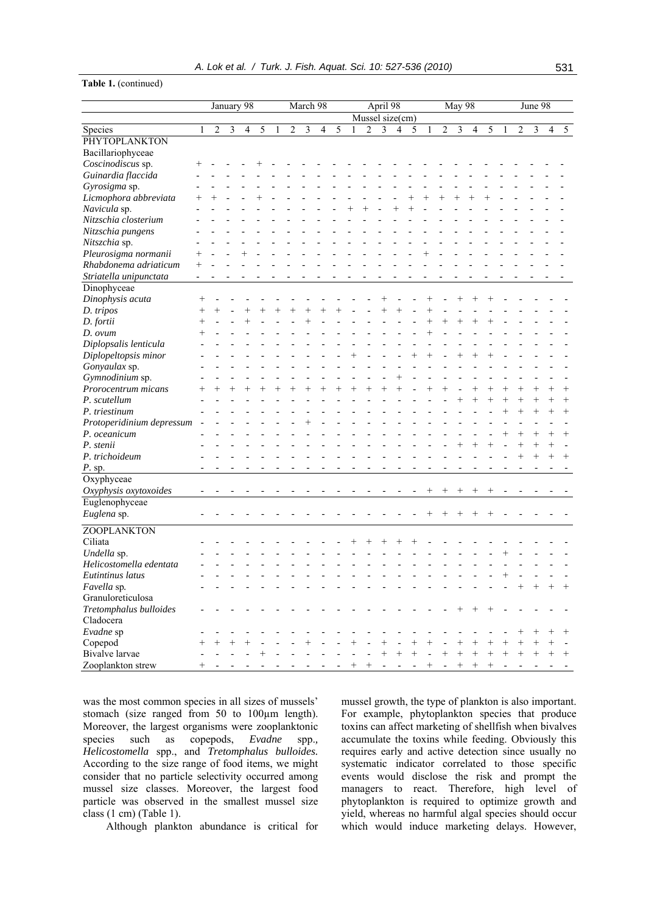**Table 1.** (continued)

| | January 98 | | | | | March 98 | | | | | April 98 | | | | | May 98 | | | | | June 98 | | | | |
|---|---|---|---|---|---|---|---|---|---|---|---|---|---|---|---|---|---|---|---|---|---|---|---|---|---|
| | Mussel size(cm) | | | | | | | | | | | | | | | | | | | | | | | | |
| Species | 1 | 2 | 3 | 4 | 5 | 1 | 2 | 3 | 4 | 5 | 1 | 2 | 3 | 4 | 5 | 1 | 2 | 3 | 4 | 5 | 1 | 2 | 3 | 4 | 5 |
| PHYTOPLANKTON | | | | | | | | | | | | | | | | | | | | | | | | | |
| Bacillariophyceae | | | | | | | | | | | | | | | | | | | | | | | | | |
| *Coscinodiscus* sp. | + | - | - | - | + | - | - | - | - | - | - | - | - | - | - | - | - | - | - | - | - | - | - | - | - |
| *Guinardia flaccida* | - | - | - | - | - | - | - | - | - | - | - | - | - | - | - | - | - | - | - | - | - | - | - | - | - |
| *Gyrosigma* sp. | - | - | - | - | - | - | - | - | - | - | - | - | - | - | - | - | - | - | - | - | - | - | - | - | - |
| *Licmophora abbreviata* | + | + | - | - | + | - | - | - | - | - | - | - | - | - | + | + | + | + | + | + | - | - | - | - | - |
| *Navicula* sp. | - | - | - | - | - | - | - | - | - | - | + | + | - | + | + | - | - | - | - | - | - | - | - | - | - |
| *Nitzschia closterium* | - | - | - | - | - | - | - | - | - | - | - | - | - | - | - | - | - | - | - | - | - | - | - | - | - |
| *Nitzschia pungens* | - | - | - | - | - | - | - | - | - | - | - | - | - | - | - | - | - | - | - | - | - | - | - | - | - |
| *Nitszchia* sp. | - | - | - | - | - | - | - | - | - | - | - | - | - | - | - | - | - | - | - | - | - | - | - | - | - |
| *Pleurosigma normanii* | + | - | - | + | - | - | - | - | - | - | - | - | - | - | - | + | - | - | - | - | - | - | - | - | - |
| *Rhabdonema adriaticum* | + | - | - | - | - | - | - | - | - | - | - | - | - | - | - | - | - | - | - | - | - | - | - | - | - |
| *Striatella unipunctata* | - | - | - | - | - | - | - | - | - | - | - | - | - | - | - | - | - | - | - | - | - | - | - | - | - |
| Dinophyceae | | | | | | | | | | | | | | | | | | | | | | | | | |
| *Dinophysis acuta* | + | - | - | - | - | - | - | - | - | - | - | - | + | - | - | + | - | + | + | + | - | - | - | - | - |
| *D. tripos* | + | + | - | + | + | + | + | + | + | + | - | - | + | + | - | + | - | - | - | - | - | - | - | - | - |
| *D. fortii* | + | - | - | + | - | - | - | + | - | - | - | - | - | - | - | + | + | + | + | + | - | - | - | - | - |
| *D. ovum* | + | - | - | - | - | - | - | - | - | - | - | - | - | - | - | + | - | - | - | - | - | - | - | - | - |
| *Diplopsalis lenticula* | - | - | - | - | - | - | - | - | - | - | - | - | - | - | - | - | - | - | - | - | - | - | - | - | - |
| *Diplopeltopsis minor* | - | - | - | - | - | - | - | - | - | - | + | - | - | - | + | + | - | + | + | + | - | - | - | - | - |
| *Gonyaulax* sp. | - | - | - | - | - | - | - | - | - | - | - | - | - | - | - | - | - | - | - | - | - | - | - | - | - |
| *Gymnodinium* sp. | - | - | - | - | - | - | - | - | - | - | - | - | - | + | - | - | - | - | - | - | - | - | - | - | - |
| *Prorocentrum micans* | + | + | + | + | + | + | + | + | + | + | + | + | + | + | - | + | + | - | + | + | + | + | + | + | + |
| *P. scutellum* | - | - | - | - | - | - | - | - | - | - | - | - | - | - | - | - | - | + | + | + | + | + | + | + | + |
| *P. triestinum* | - | - | - | - | - | - | - | - | - | - | - | - | - | - | - | - | - | - | - | - | + | + | + | + | + |
| *Protoperidinium depressum* | - | - | - | - | - | - | - | + | - | - | - | - | - | - | - | - | - | - | - | - | - | - | - | - | - |
| *P. oceanicum* | - | - | - | - | - | - | - | - | - | - | - | - | - | - | - | - | - | - | - | - | + | + | + | + | + |
| *P. stenii* | - | - | - | - | - | - | - | - | - | - | - | - | - | - | - | - | - | + | + | + | - | + | + | + | - |
| *P. trichoideum* | - | - | - | - | - | - | - | - | - | - | - | - | - | - | - | - | - | - | - | - | - | + | + | + | + |
| *P.* sp. | - | - | - | - | - | - | - | - | - | - | - | - | - | - | - | - | - | - | - | - | - | - | - | - | - |
| Oxyphyceae | | | | | | | | | | | | | | | | | | | | | | | | | |
| *Oxyphysis oxytoxoides* | - | - | - | - | - | - | - | - | - | - | - | - | - | - | - | + | + | + | + | + | - | - | - | - | - |
| Euglenophyceae | | | | | | | | | | | | | | | | | | | | | | | | | |
| *Euglena* sp. | - | - | - | - | - | - | - | - | - | - | - | - | - | - | - | + | + | + | + | + | - | - | - | - | - |
| ZOOPLANKTON | | | | | | | | | | | | | | | | | | | | | | | | | |
| Ciliata | - | - | - | - | - | - | - | - | - | - | + | + | + | + | + | - | - | - | - | - | - | - | - | - | - |
| *Undella* sp. | - | - | - | - | - | - | - | - | - | - | - | - | - | - | - | - | - | - | - | - | + | - | - | - | - |
| *Helicostomella edentata* | - | - | - | - | - | - | - | - | - | - | - | - | - | - | - | - | - | - | - | - | - | - | - | - | - |
| *Eutintinus latus* | - | - | - | - | - | - | - | - | - | - | - | - | - | - | - | - | - | - | - | - | + | - | - | - | - |
| *Favella* sp. | - | - | - | - | - | - | - | - | - | - | - | - | - | - | - | - | - | - | - | - | - | + | + | + | + |
| Granuloreticulosa | | | | | | | | | | | | | | | | | | | | | | | | | |
| *Tretomphalus bulloides* | - | - | - | - | - | - | - | - | - | - | - | - | - | - | - | - | - | + | + | + | - | - | - | - | - |
| Cladocera | | | | | | | | | | | | | | | | | | | | | | | | | |
| *Evadne* sp | - | - | - | - | - | - | - | - | - | - | - | - | - | - | - | - | - | - | - | - | - | + | + | + | + |
| Copepod | + | + | + | + | - | - | - | + | - | - | + | - | + | - | + | + | - | + | + | + | + | + | + | + | - |
| Bivalve larvae | - | - | - | - | + | - | - | - | - | - | - | - | + | + | + | - | + | + | + | + | + | + | + | + | + |
| Zooplankton strew | + | - | - | - | - | - | - | - | - | - | + | + | - | - | - | + | - | + | + | + | - | - | - | - | - |

was the most common species in all sizes of mussels' stomach (size ranged from 50 to 100µm length). Moreover, the largest organisms were zooplanktonic species such as copepods, *Evadne* spp*., Helicostomella* spp., and *Tretomphalus bulloides.* According to the size range of food items, we might consider that no particle selectivity occurred among mussel size classes. Moreover, the largest food particle was observed in the smallest mussel size class (1 cm) (Table 1).

Although plankton abundance is critical for mussel growth, the type of plankton is also important. For example, phytoplankton species that produce toxins can affect marketing of shellfish when bivalves accumulate the toxins while feeding. Obviously this requires early and active detection since usually no systematic indicator correlated to those specific events would disclose the risk and prompt the managers to react. Therefore, high level of phytoplankton is required to optimize growth and yield, whereas no harmful algal species should occur which would induce marketing delays. However,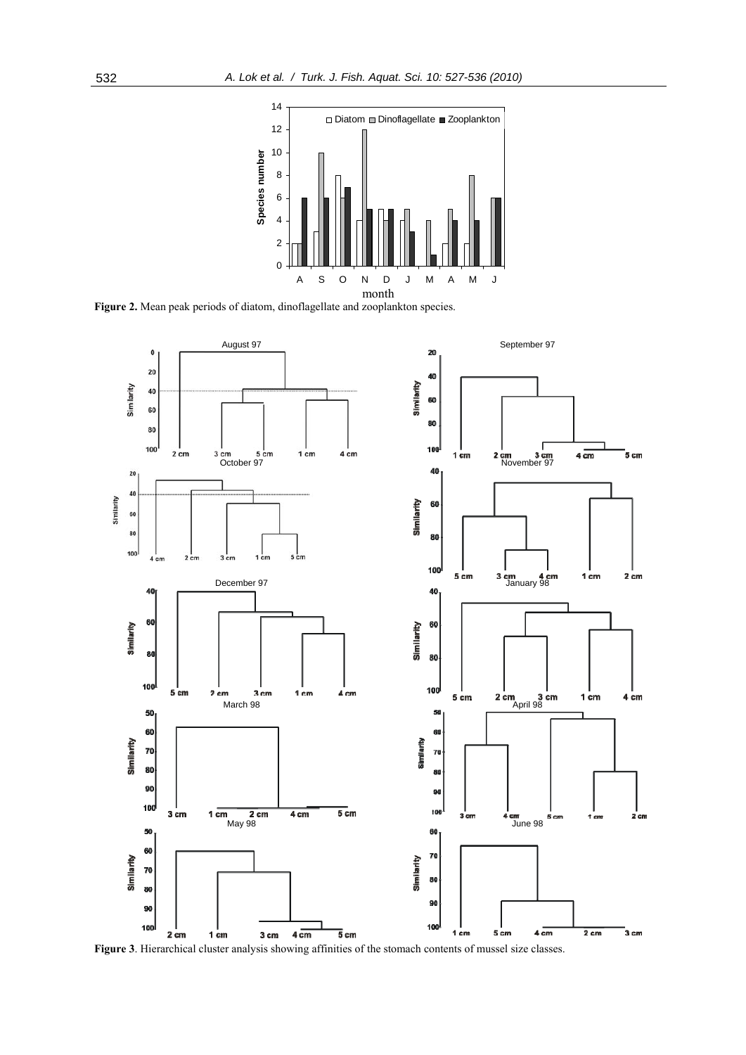**Figure 2.** Mean peak periods of diatom, dinoflagellate and zooplankton species.

**Figure 3**. Hierarchical cluster analysis showing affinities of the stomach contents of mussel size classes.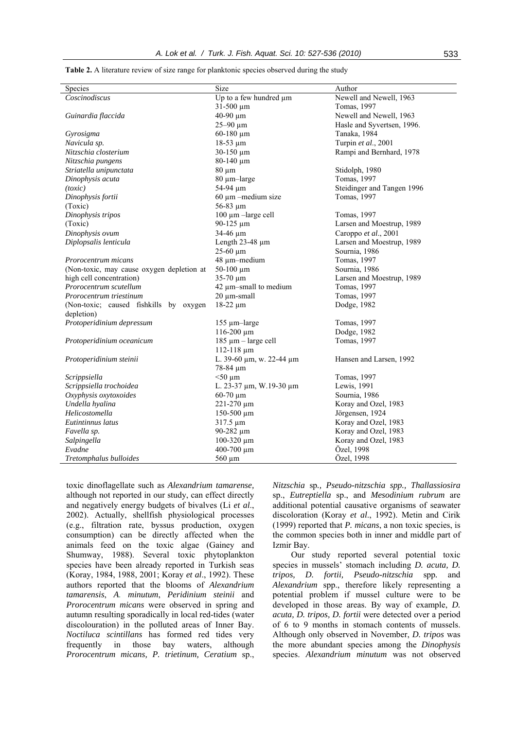**Table 2.** A literature review of size range for planktonic species observed during the study

| Species | Size | Author |
|---|---|---|
| *Coscinodiscus* | Up to a few hundred µm | Newell and Newell, 1963 |
| | 31-500 µm | Tomas, 1997 |
| *Guinardia flaccida* | 40-90 µm | Newell and Newell, 1963 |
| | 25–90 µm | Hasle and Syvertsen, 1996. |
| *Gyrosigma* | 60-180 µm | Tanaka, 1984 |
| *Navicula sp.* | 18-53 µm | Turpin *et al*., 2001 |
| *Nitzschia closterium* | 30-150 µm | Rampi and Bernhard, 1978 |
| *Nitzschia pungens* | 80-140 µm | |
| *Striatella unipunctata* | 80 µm | Stidolph, 1980 |
| *Dinophysis acuta* | 80 µm–large | Tomas, 1997 |
| *(toxic)* | 54-94 µm | Steidinger and Tangen 1996 |
| *Dinophysis fortii* | 60 µm –medium size | Tomas, 1997 |
| (Toxic) | 56-83 µm | |
| *Dinophysis tripos* | 100 µm –large cell | Tomas, 1997 |
| (Toxic) | 90-125 µm | Larsen and Moestrup, 1989 |
| *Dinophysis ovum* | 34-46 µm | Caroppo *et al*., 2001 |
| *Diplopsalis lenticula* | Length 23-48 µm | Larsen and Moestrup, 1989 |
| | 25-60 µm | Sournia, 1986 |
| *Prorocentrum micans* | 48 µm–medium | Tomas, 1997 |
| (Non-toxic, may cause oxygen depletion at | 50-100 µm | Sournia, 1986 |
| high cell concentration) | 35-70 µm | Larsen and Moestrup, 1989 |
| *Prorocentrum scutellum* | 42 µm–small to medium | Tomas, 1997 |
| *Prorocentrum triestinum* | 20 µm-small | Tomas, 1997 |
| (Non-toxic; caused fishkills by oxygen depletion) | 18-22 µm | Dodge, 1982 |
| *Protoperidinium depressum* | 155 µm–large | Tomas, 1997 |
| | 116-200 µm | Dodge, 1982 |
| *Protoperidinium oceanicum* | 185 µm – large cell | Tomas, 1997 |
| | 112-118 µm | |
| *Protoperidinium steinii* | L. 39-60 µm, w. 22-44 µm | Hansen and Larsen, 1992 |
| | 78-84 µm | |
| *Scrippsiella* | <50 µm | Tomas, 1997 |
| *Scrippsiella trochoidea* | L. 23-37 µm, W.19-30 µm | Lewis, 1991 |
| *Oxyphysis oxytoxoides* | 60-70 µm | Sournia, 1986 |
| *Undella hyalina* | 221-270 µm | Koray and Ozel, 1983 |
| *Helicostomella* | 150-500 µm | Jörgensen, 1924 |
| *Eutintinnus latus* | 317.5 µm | Koray and Ozel, 1983 |
| *Favella sp.* | 90-282 µm | Koray and Ozel, 1983 |
| *Salpingella* | 100-320 µm | Koray and Ozel, 1983 |
| *Evadne* | 400-700 µm | Özel, 1998 |
| *Tretomphalus bulloides* | 560 µm | Özel, 1998 |

toxic dinoflagellate such as *Alexandrium tamarense,* although not reported in our study, can effect directly and negatively energy budgets of bivalves (Li *et al*., 2002). Actually, shellfish physiological processes (e.g., filtration rate, byssus production, oxygen consumption) can be directly affected when the animals feed on the toxic algae (Gainey and Shumway, 1988). Several toxic phytoplankton species have been already reported in Turkish seas (Koray, 1984, 1988, 2001; Koray *et al*., 1992). These authors reported that the blooms of *Alexandrium tamarensis*, *A. minutum*, *Peridinium steinii* and *Prorocentrum micans* were observed in spring and autumn resulting sporadically in local red-tides (water discolouration) in the polluted areas of Inner Bay. *Noctiluca scintillans* has formed red tides very frequently in those bay waters, although *Prorocentrum micans, P. trietinum, Ceratium* sp., *Nitzschia* sp*., Pseudo-nitzschia spp., Thallassiosira* sp., *Eutreptiella* sp., and *Mesodinium rubrum* are additional potential causative organisms of seawater discoloration (Koray *et al*., 1992). Metin and Cirik (1999) reported that *P. micans*, a non toxic species, is the common species both in inner and middle part of Izmir Bay.

Our study reported several potential toxic species in mussels' stomach including *D. acuta, D. tripos, D. fortii, Pseudo-nitzschia* spp*.* and *Alexandrium* spp., therefore likely representing a potential problem if mussel culture were to be developed in those areas. By way of example, *D. acuta, D. tripos, D. fortii* were detected over a period of 6 to 9 months in stomach contents of mussels. Although only observed in November, *D. tripos* was the more abundant species among the *Dinophysis* species. *Alexandrium minutum* was not observed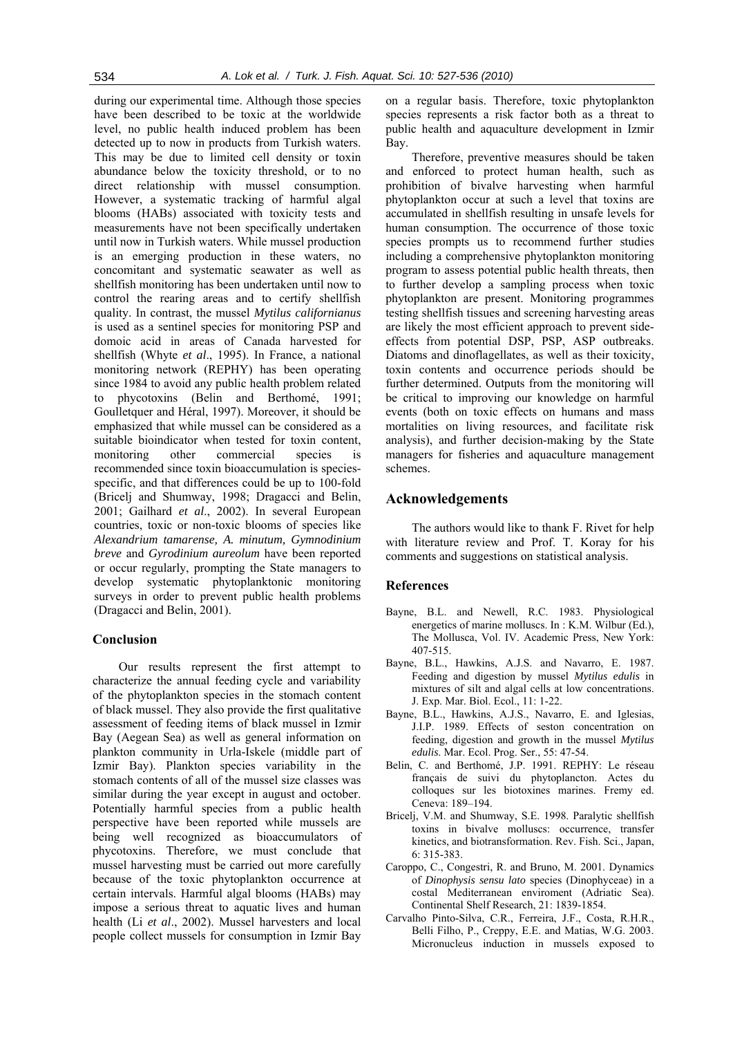during our experimental time. Although those species have been described to be toxic at the worldwide level, no public health induced problem has been detected up to now in products from Turkish waters. This may be due to limited cell density or toxin abundance below the toxicity threshold, or to no direct relationship with mussel consumption. However, a systematic tracking of harmful algal blooms (HABs) associated with toxicity tests and measurements have not been specifically undertaken until now in Turkish waters. While mussel production is an emerging production in these waters, no concomitant and systematic seawater as well as shellfish monitoring has been undertaken until now to control the rearing areas and to certify shellfish quality. In contrast, the mussel *Mytilus californianus* is used as a sentinel species for monitoring PSP and domoic acid in areas of Canada harvested for shellfish (Whyte *et al*., 1995). In France, a national monitoring network (REPHY) has been operating since 1984 to avoid any public health problem related to phycotoxins (Belin and Berthomé, 1991; Goulletquer and Héral, 1997). Moreover, it should be emphasized that while mussel can be considered as a suitable bioindicator when tested for toxin content, monitoring other commercial species is recommended since toxin bioaccumulation is species-specific, and that differences could be up to 100-fold (Bricelj and Shumway, 1998; Dragacci and Belin, 2001; Gailhard *et al*., 2002). In several European countries, toxic or non-toxic blooms of species like *Alexandrium tamarense, A. minutum, Gymnodinium breve* and *Gyrodinium aureolum* have been reported or occur regularly, prompting the State managers to develop systematic phytoplanktonic monitoring surveys in order to prevent public health problems (Dragacci and Belin, 2001).

## Conclusion

Our results represent the first attempt to characterize the annual feeding cycle and variability of the phytoplankton species in the stomach content of black mussel. They also provide the first qualitative assessment of feeding items of black mussel in Izmir Bay (Aegean Sea) as well as general information on plankton community in Urla-Iskele (middle part of Izmir Bay). Plankton species variability in the stomach contents of all of the mussel size classes was similar during the year except in august and october. Potentially harmful species from a public health perspective have been reported while mussels are being well recognized as bioaccumulators of phycotoxins. Therefore, we must conclude that mussel harvesting must be carried out more carefully because of the toxic phytoplankton occurrence at certain intervals. Harmful algal blooms (HABs) may impose a serious threat to aquatic lives and human health (Li *et al*., 2002). Mussel harvesters and local people collect mussels for consumption in Izmir Bay on a regular basis. Therefore, toxic phytoplankton species represents a risk factor both as a threat to public health and aquaculture development in Izmir Bay.

Therefore, preventive measures should be taken and enforced to protect human health, such as prohibition of bivalve harvesting when harmful phytoplankton occur at such a level that toxins are accumulated in shellfish resulting in unsafe levels for human consumption. The occurrence of those toxic species prompts us to recommend further studies including a comprehensive phytoplankton monitoring program to assess potential public health threats, then to further develop a sampling process when toxic phytoplankton are present. Monitoring programmes testing shellfish tissues and screening harvesting areas are likely the most efficient approach to prevent side-effects from potential DSP, PSP, ASP outbreaks. Diatoms and dinoflagellates, as well as their toxicity, toxin contents and occurrence periods should be further determined. Outputs from the monitoring will be critical to improving our knowledge on harmful events (both on toxic effects on humans and mass mortalities on living resources, and facilitate risk analysis), and further decision-making by the State managers for fisheries and aquaculture management schemes.

## Acknowledgements

The authors would like to thank F. Rivet for help with literature review and Prof. T. Koray for his comments and suggestions on statistical analysis.

## References

Bayne, B.L. and Newell, R.C. 1983. Physiological energetics of marine molluscs. In : K.M. Wilbur (Ed.), The Mollusca, Vol. IV. Academic Press, New York: 407-515.

Bayne, B.L., Hawkins, A.J.S. and Navarro, E. 1987. Feeding and digestion by mussel *Mytilus edulis* in mixtures of silt and algal cells at low concentrations. J. Exp. Mar. Biol. Ecol., 11: 1-22.

Bayne, B.L., Hawkins, A.J.S., Navarro, E. and Iglesias, J.I.P. 1989. Effects of seston concentration on feeding, digestion and growth in the mussel *Mytilus edulis*. Mar. Ecol. Prog. Ser., 55: 47-54.

Belin, C. and Berthomé, J.P. 1991. REPHY: Le réseau français de suivi du phytoplancton. Actes du colloques sur les biotoxines marines. Fremy ed. Ceneva: 189–194.

Bricelj, V.M. and Shumway, S.E. 1998. Paralytic shellfish toxins in bivalve molluscs: occurrence, transfer kinetics, and biotransformation. Rev. Fish. Sci., Japan, 6: 315-383.

Caroppo, C., Congestri, R. and Bruno, M. 2001. Dynamics of *Dinophysis sensu lato* species (Dinophyceae) in a costal Mediterranean enviroment (Adriatic Sea). Continental Shelf Research, 21: 1839-1854.

Carvalho Pinto-Silva, C.R., Ferreira, J.F., Costa, R.H.R., Belli Filho, P., Creppy, E.E. and Matias, W.G. 2003. Micronucleus induction in mussels exposed to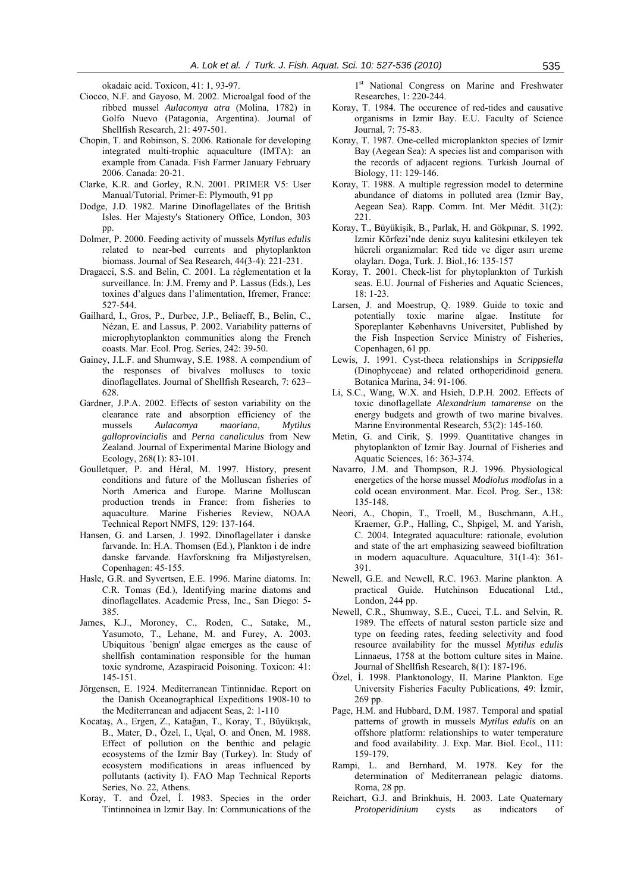okadaic acid. Toxicon, 41: 1, 93-97.

Ciocco, N.F. and Gayoso, M. 2002. Microalgal food of the ribbed mussel *Aulacomya atra* (Molina, 1782) in Golfo Nuevo (Patagonia, Argentina). Journal of Shellfish Research, 21: 497-501.

Chopin, T. and Robinson, S. 2006. Rationale for developing integrated multi-trophic aquaculture (IMTA): an example from Canada. Fish Farmer January February 2006. Canada: 20-21.

Clarke, K.R. and Gorley, R.N. 2001. PRIMER V5: User Manual/Tutorial. Primer-E: Plymouth, 91 pp

Dodge, J.D. 1982. Marine Dinoflagellates of the British Isles. Her Majesty's Stationery Office, London, 303 pp.

Dolmer, P. 2000. Feeding activity of mussels *Mytilus edulis* related to near-bed currents and phytoplankton biomass. Journal of Sea Research, 44(3-4): 221-231.

Dragacci, S.S. and Belin, C. 2001. La réglementation et la surveillance. In: J.M. Fremy and P. Lassus (Eds.), Les toxines d'algues dans l'alimentation, Ifremer, France: 527-544.

Gailhard, I., Gros, P., Durbec, J.P., Beliaeff, B., Belin, C., Nézan, E. and Lassus, P. 2002. Variability patterns of microphytoplankton communities along the French coasts. Mar. Ecol. Prog. Series, 242: 39-50.

Gainey, J.L.F. and Shumway, S.E. 1988. A compendium of the responses of bivalves molluscs to toxic dinoflagellates. Journal of Shellfish Research, 7: 623–628.

Gardner, J.P.A. 2002. Effects of seston variability on the clearance rate and absorption efficiency of the mussels *Aulacomya maoriana*, *Mytilus galloprovincialis* and *Perna canaliculus* from New Zealand. Journal of Experimental Marine Biology and Ecology, 268(1): 83-101.

Goulletquer, P. and Héral, M. 1997. History, present conditions and future of the Molluscan fisheries of North America and Europe. Marine Molluscan production trends in France: from fisheries to aquaculture. Marine Fisheries Review, NOAA Technical Report NMFS, 129: 137-164.

Hansen, G. and Larsen, J. 1992. Dinoflagellater i danske farvande. In: H.A. Thomsen (Ed.), Plankton i de indre danske farvande. Havforskning fra Miljøstyrelsen, Copenhagen: 45-155.

Hasle, G.R. and Syvertsen, E.E. 1996. Marine diatoms. In: C.R. Tomas (Ed.), Identifying marine diatoms and dinoflagellates. Academic Press, Inc., San Diego: 5-385.

James, K.J., Moroney, C., Roden, C., Satake, M., Yasumoto, T., Lehane, M. and Furey, A. 2003. Ubiquitous `benign' algae emerges as the cause of shellfish contamination responsible for the human toxic syndrome, Azaspiracid Poisoning. Toxicon: 41: 145-151.

Jörgensen, E. 1924. Mediterranean Tintinnidae. Report on the Danish Oceanographical Expeditions 1908-10 to the Mediterranean and adjacent Seas, 2: 1-110

Kocataş, A., Ergen, Z., Katağan, T., Koray, T., Büyükışık, B., Mater, D., Özel, I., Uçal, O. and Önen, M. 1988. Effect of pollution on the benthic and pelagic ecosystems of the Izmir Bay (Turkey). In: Study of ecosystem modifications in areas influenced by pollutants (activity I). FAO Map Technical Reports Series, No. 22, Athens.

Koray, T. and Özel, İ. 1983. Species in the order Tintinnoinea in Izmir Bay. In: Communications of the 1st National Congress on Marine and Freshwater Researches, 1: 220-244.

Koray, T. 1984. The occurence of red-tides and causative organisms in Izmir Bay. E.U. Faculty of Science Journal, 7: 75-83.

Koray, T. 1987. One-celled microplankton species of Izmir Bay (Aegean Sea): A species list and comparison with the records of adjacent regions. Turkish Journal of Biology, 11: 129-146.

Koray, T. 1988. A multiple regression model to determine abundance of diatoms in polluted area (Izmir Bay, Aegean Sea). Rapp. Comm. Int. Mer Médit. 31(2): 221.

Koray, T., Büyükişik, B., Parlak, H. and Gökpınar, S. 1992. Izmir Körfezi'nde deniz suyu kalitesini etkileyen tek hücreli organizmalar: Red tide ve diger asırı ureme olayları. Doga, Turk. J. Biol.,16: 135-157

Koray, T. 2001. Check-list for phytoplankton of Turkish seas. E.U. Journal of Fisheries and Aquatic Sciences, 18: 1-23.

Larsen, J. and Moestrup, Q. 1989. Guide to toxic and potentially toxic marine algae. Institute for Sporeplanter Københavns Universitet, Published by the Fish Inspection Service Ministry of Fisheries, Copenhagen, 61 pp.

Lewis, J. 1991. Cyst-theca relationships in *Scrippsiella* (Dinophyceae) and related orthoperidinoid genera. Botanica Marina, 34: 91-106.

Li, S.C., Wang, W.X. and Hsieh, D.P.H. 2002. Effects of toxic dinoflagellate *Alexandrium tamarense* on the energy budgets and growth of two marine bivalves. Marine Environmental Research, 53(2): 145-160.

Metin, G. and Cirik, Ş. 1999. Quantitative changes in phytoplankton of Izmir Bay. Journal of Fisheries and Aquatic Sciences, 16: 363-374.

Navarro, J.M. and Thompson, R.J. 1996. Physiological energetics of the horse mussel *Modiolus modiolus* in a cold ocean environment. Mar. Ecol. Prog. Ser., 138: 135-148.

Neori, A., Chopin, T., Troell, M., Buschmann, A.H., Kraemer, G.P., Halling, C., Shpigel, M. and Yarish, C. 2004. Integrated aquaculture: rationale, evolution and state of the art emphasizing seaweed biofiltration in modern aquaculture. Aquaculture, 31(1-4): 361-391.

Newell, G.E. and Newell, R.C. 1963. Marine plankton. A practical Guide. Hutchinson Educational Ltd., London, 244 pp.

Newell, C.R., Shumway, S.E., Cucci, T.L. and Selvin, R. 1989. The effects of natural seston particle size and type on feeding rates, feeding selectivity and food resource availability for the mussel *Mytilus edulis* Linnaeus, 1758 at the bottom culture sites in Maine. Journal of Shellfish Research, 8(1): 187-196.

Özel, İ. 1998. Planktonology, II. Marine Plankton. Ege University Fisheries Faculty Publications, 49: İzmir, 269 pp.

Page, H.M. and Hubbard, D.M. 1987. Temporal and spatial patterns of growth in mussels *Mytilus edulis* on an offshore platform: relationships to water temperature and food availability. J. Exp. Mar. Biol. Ecol., 111: 159-179.

Rampi, L. and Bernhard, M. 1978. Key for the determination of Mediterranean pelagic diatoms. Roma, 28 pp.

Reichart, G.J. and Brinkhuis, H. 2003. Late Quaternary *Protoperidinium* cysts as indicators of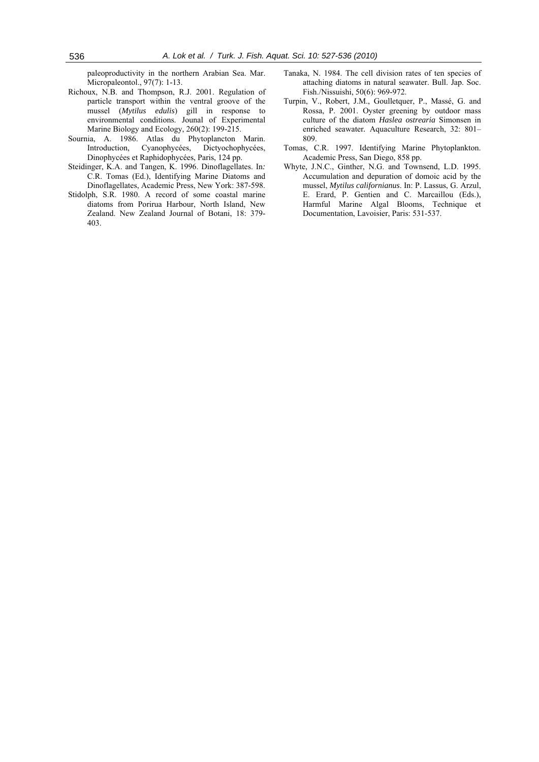paleoproductivity in the northern Arabian Sea. Mar. Micropaleontol., 97(7): 1-13.

Richoux, N.B. and Thompson, R.J. 2001. Regulation of particle transport within the ventral groove of the mussel (*Mytilus edulis*) gill in response to environmental conditions. Jounal of Experimental Marine Biology and Ecology, 260(2): 199-215.

Sournia, A. 1986. Atlas du Phytoplancton Marin. Introduction, Cyanophycées, Dictyochophycées, Dinophycées et Raphidophycées, Paris, 124 pp.

Steidinger, K.A. and Tangen, K. 1996. Dinoflagellates. In*:* C.R. Tomas (Ed.), Identifying Marine Diatoms and Dinoflagellates, Academic Press, New York: 387-598.

Stidolph, S.R. 1980. A record of some coastal marine diatoms from Porirua Harbour, North Island, New Zealand. New Zealand Journal of Botani, 18: 379-403.

Tanaka, N. 1984. The cell division rates of ten species of attaching diatoms in natural seawater. Bull. Jap. Soc. Fish./Nissuishi, 50(6): 969-972.

Turpin, V., Robert, J.M., Goulletquer, P., Massé, G. and Rossa, P. 2001. Oyster greening by outdoor mass culture of the diatom *Haslea ostrearia* Simonsen in enriched seawater. Aquaculture Research, 32: 801–809.

Tomas, C.R. 1997. Identifying Marine Phytoplankton. Academic Press, San Diego, 858 pp.

Whyte, J.N.C., Ginther, N.G. and Townsend, L.D. 1995. Accumulation and depuration of domoic acid by the mussel, *Mytilus californianus*. In: P. Lassus, G. Arzul, E. Erard, P. Gentien and C. Marcaillou (Eds.), Harmful Marine Algal Blooms, Technique et Documentation, Lavoisier, Paris: 531-537.